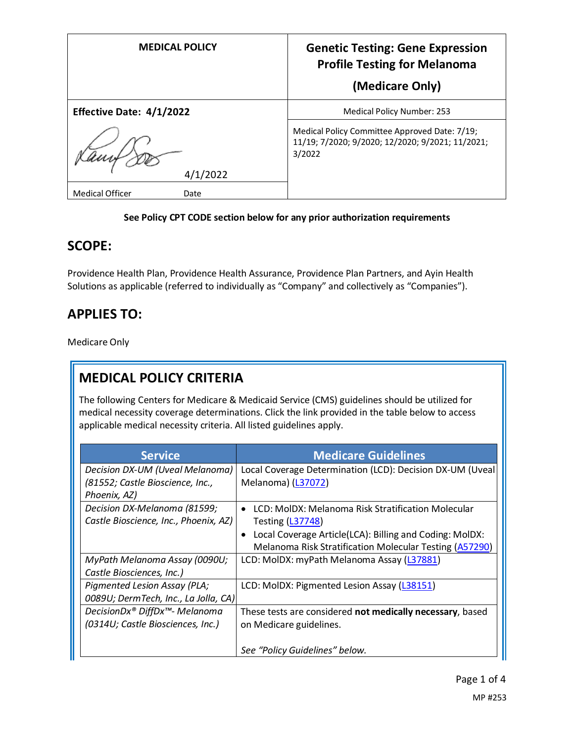| MEDICAL POLICY | Genetic Testing: Gene Expression Profile Testing for Melanoma (Medicare Only) |
| --- | --- |
| **Effective Date: 4/1/2022** | Medical Policy Number: 253 |
| 4/1/2022 | Medical Policy Committee Approved Date: 7/19; 11/19; 7/2020; 9/2020; 12/2020; 9/2021; 11/2021; 3/2022 |
| Medical Officer Date | |

**See Policy CPT CODE section below for any prior authorization requirements**

## SCOPE:

Providence Health Plan, Providence Health Assurance, Providence Plan Partners, and Ayin Health Solutions as applicable (referred to individually as "Company" and collectively as "Companies").

## APPLIES TO:

Medicare Only

## MEDICAL POLICY CRITERIA

The following Centers for Medicare & Medicaid Service (CMS) guidelines should be utilized for medical necessity coverage determinations. Click the link provided in the table below to access applicable medical necessity criteria. All listed guidelines apply.

| Service | Medicare Guidelines |
| --- | --- |
| *Decision DX-UM (Uveal Melanoma) (81552; Castle Bioscience, Inc., Phoenix, AZ)* | Local Coverage Determination (LCD): Decision DX-UM (Uveal Melanoma) (L37072) |
| *Decision DX-Melanoma (81599; Castle Bioscience, Inc., Phoenix, AZ)* | • LCD: MolDX: Melanoma Risk Stratification Molecular Testing (L37748)<br>• Local Coverage Article(LCA): Billing and Coding: MolDX: Melanoma Risk Stratification Molecular Testing (A57290) |
| *MyPath Melanoma Assay (0090U; Castle Biosciences, Inc.)* | LCD: MolDX: myPath Melanoma Assay (L37881) |
| *Pigmented Lesion Assay (PLA; 0089U; DermTech, Inc., La Jolla, CA)* | LCD: MolDX: Pigmented Lesion Assay (L38151) |
| *DecisionDx® DiffDx™- Melanoma (0314U; Castle Biosciences, Inc.)* | These tests are considered **not medically necessary**, based on Medicare guidelines.<br><br>*See "Policy Guidelines" below.* |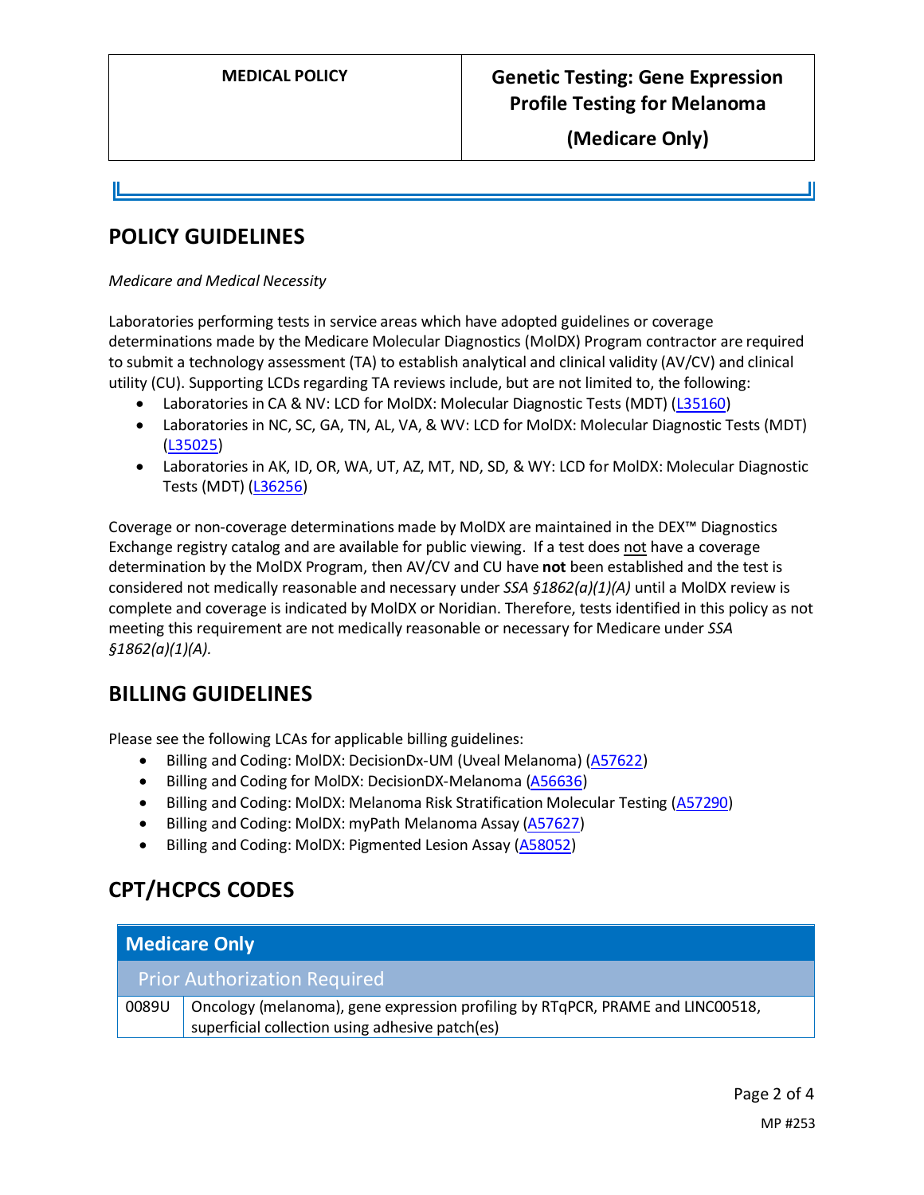## POLICY GUIDELINES

*Medicare and Medical Necessity*

Laboratories performing tests in service areas which have adopted guidelines or coverage determinations made by the Medicare Molecular Diagnostics (MolDX) Program contractor are required to submit a technology assessment (TA) to establish analytical and clinical validity (AV/CV) and clinical utility (CU). Supporting LCDs regarding TA reviews include, but are not limited to, the following:

- Laboratories in CA & NV: LCD for MolDX: Molecular Diagnostic Tests (MDT) (L35160)
- Laboratories in NC, SC, GA, TN, AL, VA, & WV: LCD for MolDX: Molecular Diagnostic Tests (MDT) (L35025)
- Laboratories in AK, ID, OR, WA, UT, AZ, MT, ND, SD, & WY: LCD for MolDX: Molecular Diagnostic Tests (MDT) (L36256)

Coverage or non-coverage determinations made by MolDX are maintained in the DEX™ Diagnostics Exchange registry catalog and are available for public viewing. If a test does not have a coverage determination by the MolDX Program, then AV/CV and CU have **not** been established and the test is considered not medically reasonable and necessary under *SSA §1862(a)(1)(A)* until a MolDX review is complete and coverage is indicated by MolDX or Noridian. Therefore, tests identified in this policy as not meeting this requirement are not medically reasonable or necessary for Medicare under *SSA §1862(a)(1)(A).*

## BILLING GUIDELINES

Please see the following LCAs for applicable billing guidelines:

- Billing and Coding: MolDX: DecisionDx-UM (Uveal Melanoma) (A57622)
- Billing and Coding for MolDX: DecisionDX-Melanoma (A56636)
- Billing and Coding: MolDX: Melanoma Risk Stratification Molecular Testing (A57290)
- Billing and Coding: MolDX: myPath Melanoma Assay (A57627)
- Billing and Coding: MolDX: Pigmented Lesion Assay (A58052)

## CPT/HCPCS CODES

| Medicare Only | |
|---|---|
| **Prior Authorization Required** | |
| 0089U | Oncology (melanoma), gene expression profiling by RTqPCR, PRAME and LINC00518, superficial collection using adhesive patch(es) |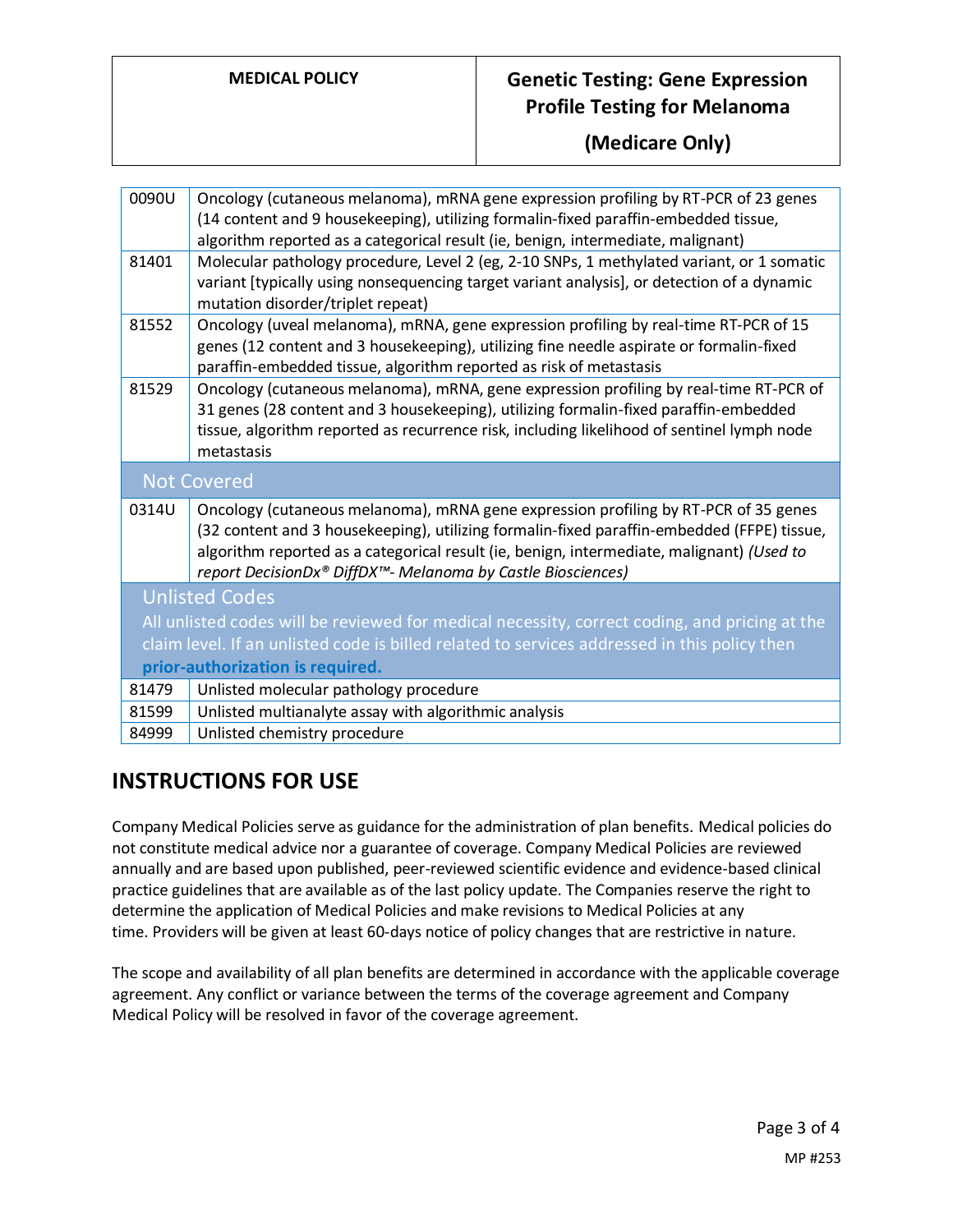| | |
|---|---|
| 0090U | Oncology (cutaneous melanoma), mRNA gene expression profiling by RT-PCR of 23 genes (14 content and 9 housekeeping), utilizing formalin-fixed paraffin-embedded tissue, algorithm reported as a categorical result (ie, benign, intermediate, malignant) |
| 81401 | Molecular pathology procedure, Level 2 (eg, 2-10 SNPs, 1 methylated variant, or 1 somatic variant [typically using nonsequencing target variant analysis], or detection of a dynamic mutation disorder/triplet repeat) |
| 81552 | Oncology (uveal melanoma), mRNA, gene expression profiling by real-time RT-PCR of 15 genes (12 content and 3 housekeeping), utilizing fine needle aspirate or formalin-fixed paraffin-embedded tissue, algorithm reported as risk of metastasis |
| 81529 | Oncology (cutaneous melanoma), mRNA, gene expression profiling by real-time RT-PCR of 31 genes (28 content and 3 housekeeping), utilizing formalin-fixed paraffin-embedded tissue, algorithm reported as recurrence risk, including likelihood of sentinel lymph node metastasis |
| **Not Covered** | |
| 0314U | Oncology (cutaneous melanoma), mRNA gene expression profiling by RT-PCR of 35 genes (32 content and 3 housekeeping), utilizing formalin-fixed paraffin-embedded (FFPE) tissue, algorithm reported as a categorical result (ie, benign, intermediate, malignant) *(Used to report DecisionDx® DiffDX™- Melanoma by Castle Biosciences)* |
| **Unlisted Codes** All unlisted codes will be reviewed for medical necessity, correct coding, and pricing at the claim level. If an unlisted code is billed related to services addressed in this policy then **prior-authorization is required.** | |
| 81479 | Unlisted molecular pathology procedure |
| 81599 | Unlisted multianalyte assay with algorithmic analysis |
| 84999 | Unlisted chemistry procedure |

## INSTRUCTIONS FOR USE

Company Medical Policies serve as guidance for the administration of plan benefits. Medical policies do not constitute medical advice nor a guarantee of coverage. Company Medical Policies are reviewed annually and are based upon published, peer-reviewed scientific evidence and evidence-based clinical practice guidelines that are available as of the last policy update. The Companies reserve the right to determine the application of Medical Policies and make revisions to Medical Policies at any time. Providers will be given at least 60-days notice of policy changes that are restrictive in nature.

The scope and availability of all plan benefits are determined in accordance with the applicable coverage agreement. Any conflict or variance between the terms of the coverage agreement and Company Medical Policy will be resolved in favor of the coverage agreement.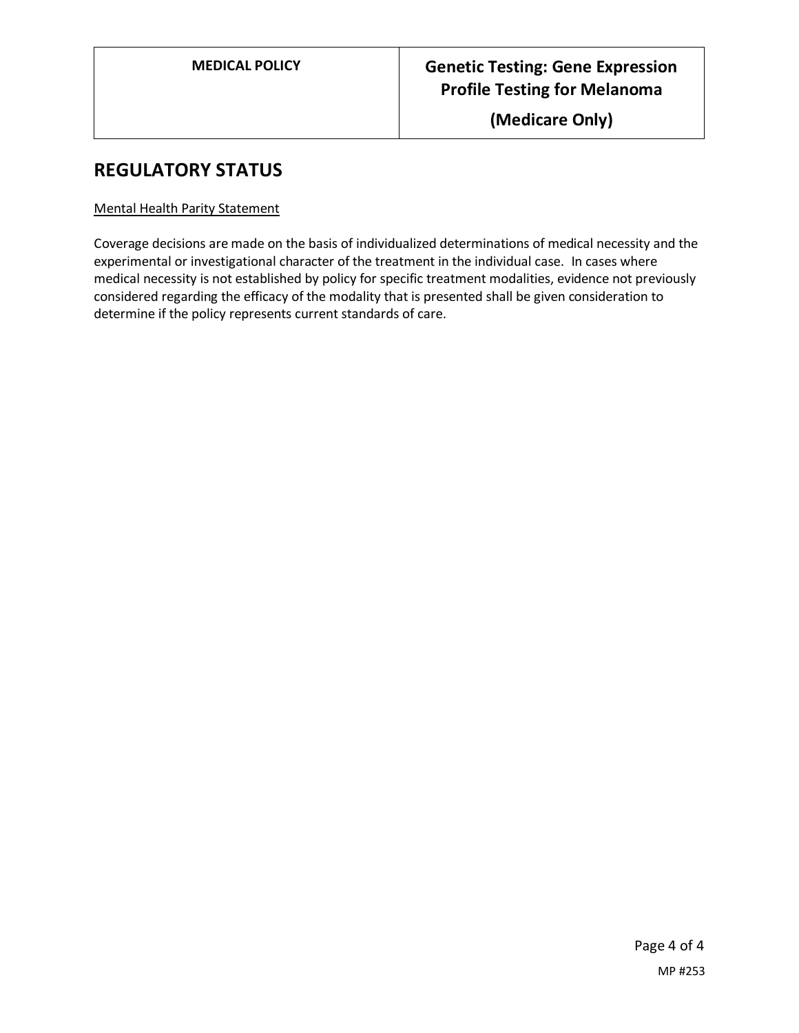## REGULATORY STATUS

Mental Health Parity Statement

Coverage decisions are made on the basis of individualized determinations of medical necessity and the experimental or investigational character of the treatment in the individual case. In cases where medical necessity is not established by policy for specific treatment modalities, evidence not previously considered regarding the efficacy of the modality that is presented shall be given consideration to determine if the policy represents current standards of care.